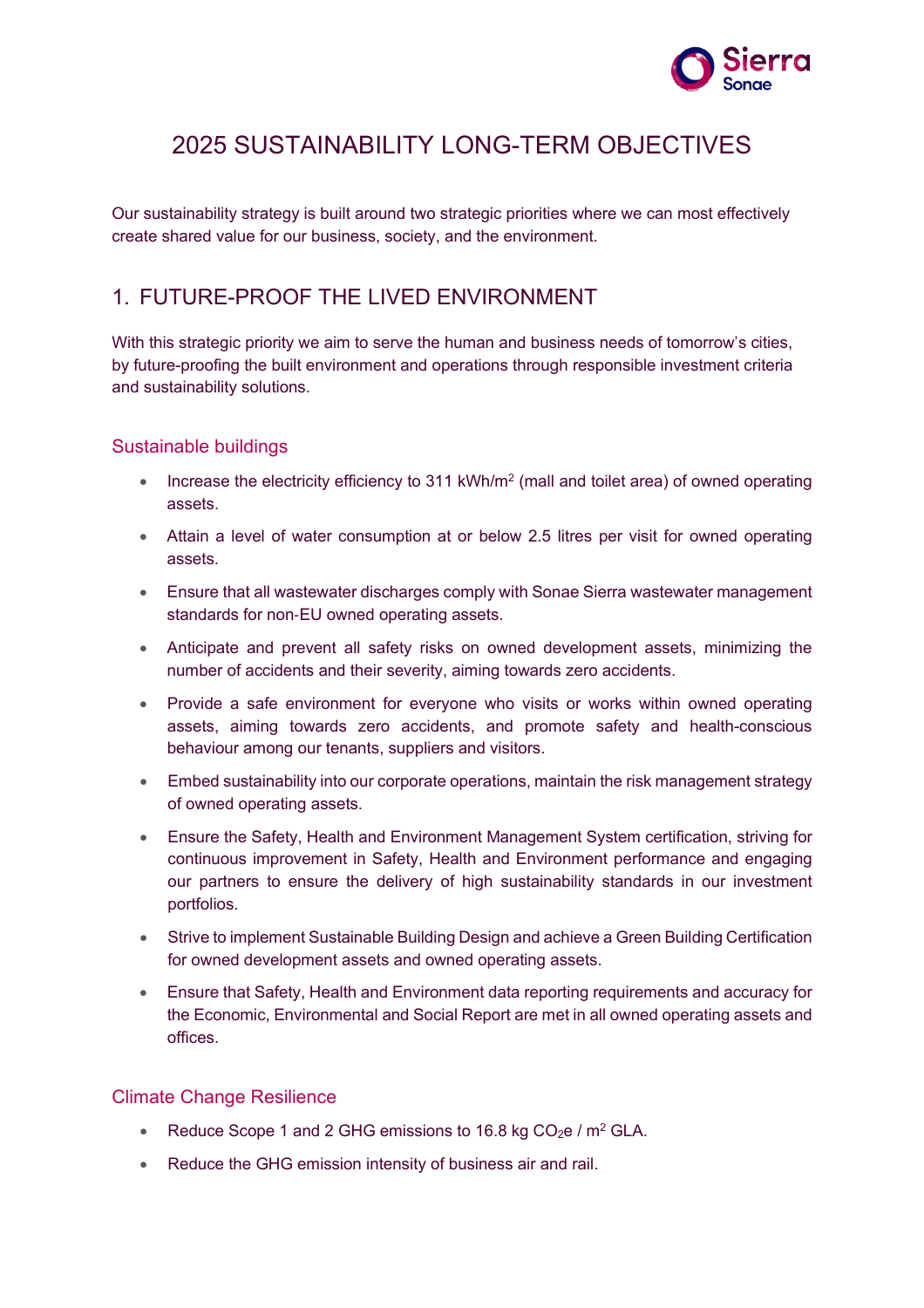# 2025 SUSTAINABILITY LONG-TERM OBJECTIVES

Our sustainability strategy is built around two strategic priorities where we can most effectively create shared value for our business, society, and the environment.

## 1. FUTURE-PROOF THE LIVED ENVIRONMENT

With this strategic priority we aim to serve the human and business needs of tomorrow's cities, by future-proofing the built environment and operations through responsible investment criteria and sustainability solutions.

### Sustainable buildings

- Increase the electricity efficiency to 311 kWh/$m^2$ (mall and toilet area) of owned operating assets.
- Attain a level of water consumption at or below 2.5 litres per visit for owned operating assets.
- Ensure that all wastewater discharges comply with Sonae Sierra wastewater management standards for non-EU owned operating assets.
- Anticipate and prevent all safety risks on owned development assets, minimizing the number of accidents and their severity, aiming towards zero accidents.
- Provide a safe environment for everyone who visits or works within owned operating assets, aiming towards zero accidents, and promote safety and health-conscious behaviour among our tenants, suppliers and visitors.
- Embed sustainability into our corporate operations, maintain the risk management strategy of owned operating assets.
- Ensure the Safety, Health and Environment Management System certification, striving for continuous improvement in Safety, Health and Environment performance and engaging our partners to ensure the delivery of high sustainability standards in our investment portfolios.
- Strive to implement Sustainable Building Design and achieve a Green Building Certification for owned development assets and owned operating assets.
- Ensure that Safety, Health and Environment data reporting requirements and accuracy for the Economic, Environmental and Social Report are met in all owned operating assets and offices.

### Climate Change Resilience

- Reduce Scope 1 and 2 GHG emissions to 16.8 kg $CO_2e$ / $m^2$ GLA.
- Reduce the GHG emission intensity of business air and rail.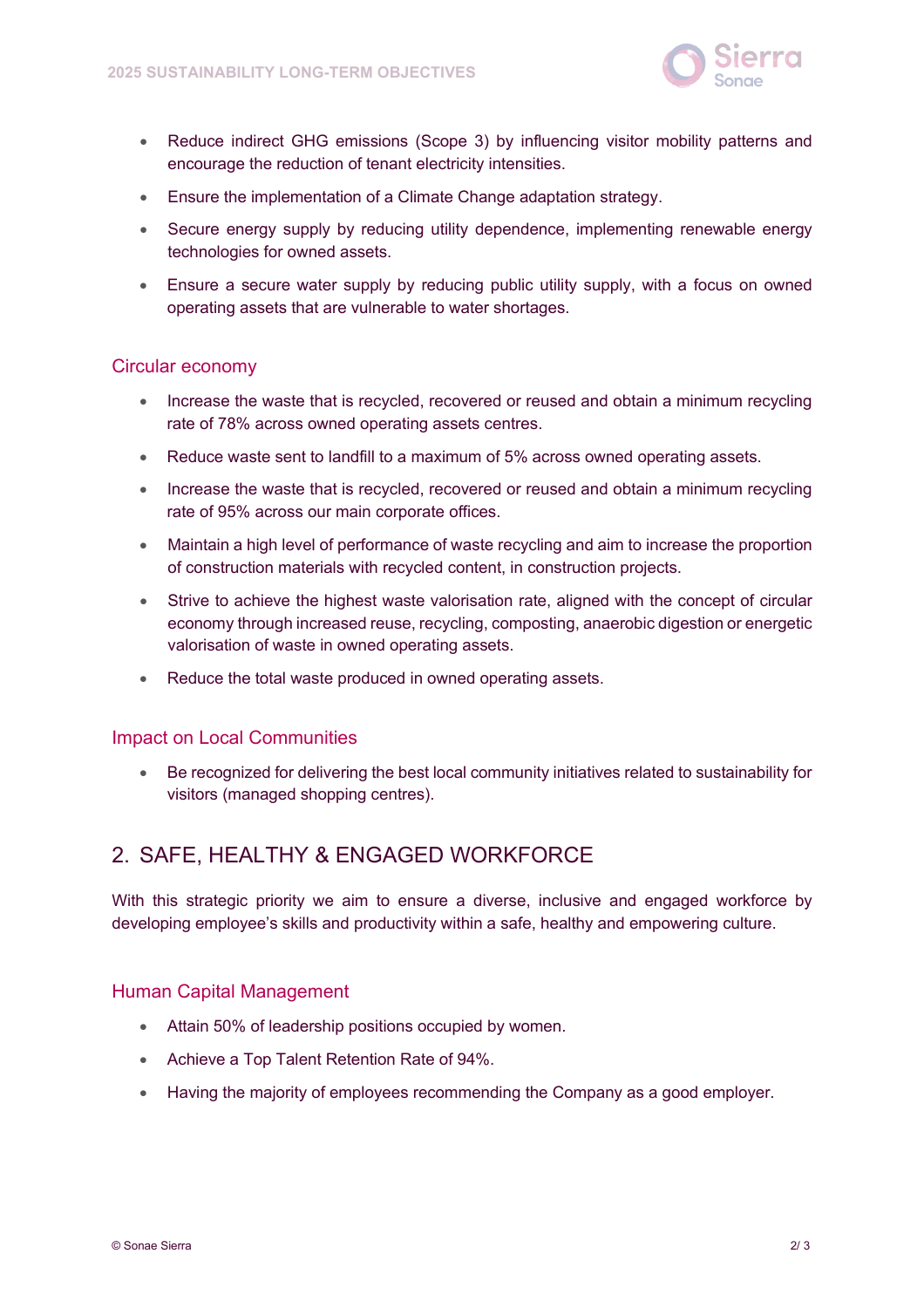- Reduce indirect GHG emissions (Scope 3) by influencing visitor mobility patterns and encourage the reduction of tenant electricity intensities.
- Ensure the implementation of a Climate Change adaptation strategy.
- Secure energy supply by reducing utility dependence, implementing renewable energy technologies for owned assets.
- Ensure a secure water supply by reducing public utility supply, with a focus on owned operating assets that are vulnerable to water shortages.

### Circular economy

- Increase the waste that is recycled, recovered or reused and obtain a minimum recycling rate of 78% across owned operating assets centres.
- Reduce waste sent to landfill to a maximum of 5% across owned operating assets.
- Increase the waste that is recycled, recovered or reused and obtain a minimum recycling rate of 95% across our main corporate offices.
- Maintain a high level of performance of waste recycling and aim to increase the proportion of construction materials with recycled content, in construction projects.
- Strive to achieve the highest waste valorisation rate, aligned with the concept of circular economy through increased reuse, recycling, composting, anaerobic digestion or energetic valorisation of waste in owned operating assets.
- Reduce the total waste produced in owned operating assets.

### Impact on Local Communities

- Be recognized for delivering the best local community initiatives related to sustainability for visitors (managed shopping centres).

## 2. SAFE, HEALTHY & ENGAGED WORKFORCE

With this strategic priority we aim to ensure a diverse, inclusive and engaged workforce by developing employee's skills and productivity within a safe, healthy and empowering culture.

### Human Capital Management

- Attain 50% of leadership positions occupied by women.
- Achieve a Top Talent Retention Rate of 94%.
- Having the majority of employees recommending the Company as a good employer.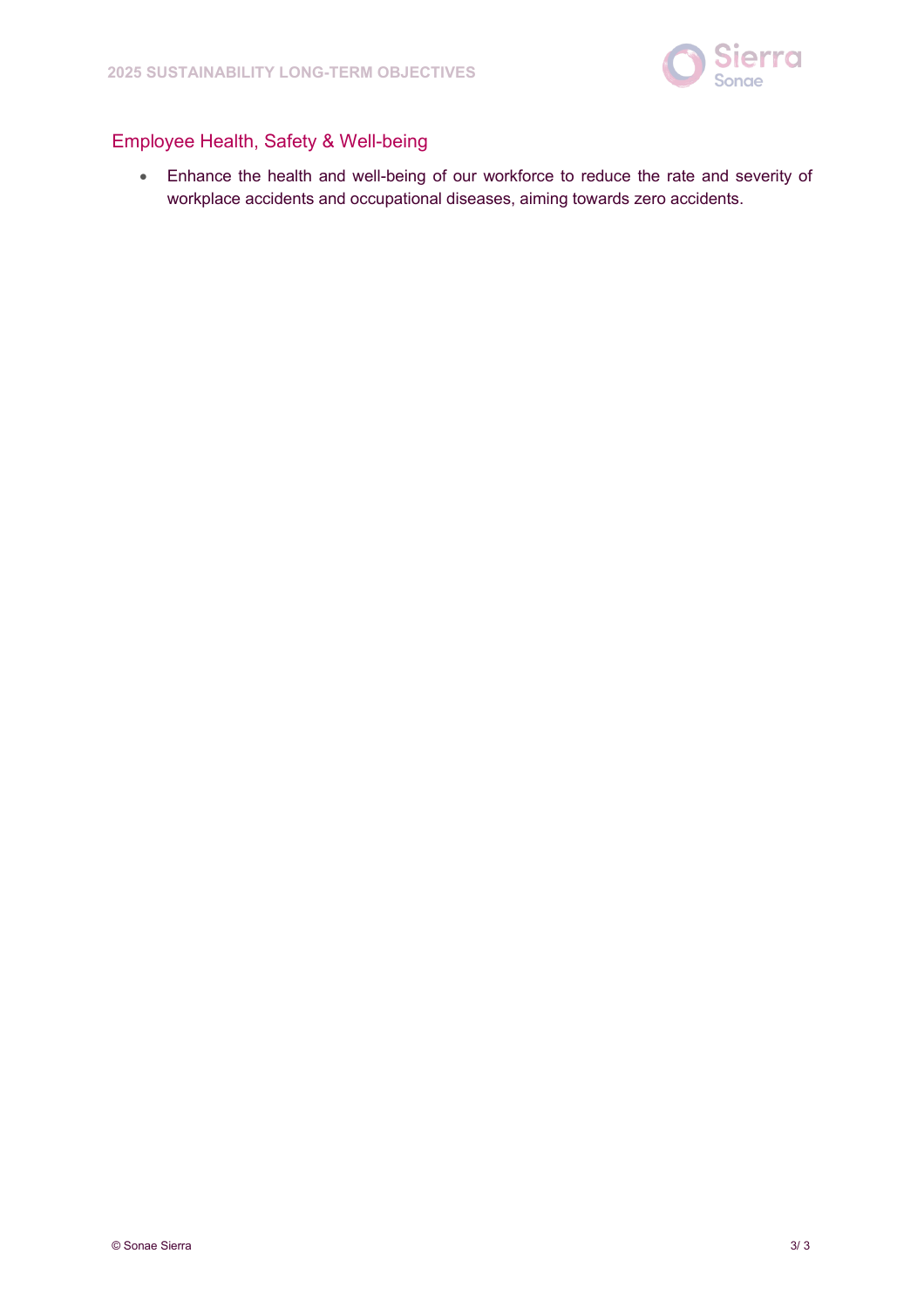## Employee Health, Safety & Well-being

- Enhance the health and well-being of our workforce to reduce the rate and severity of workplace accidents and occupational diseases, aiming towards zero accidents.